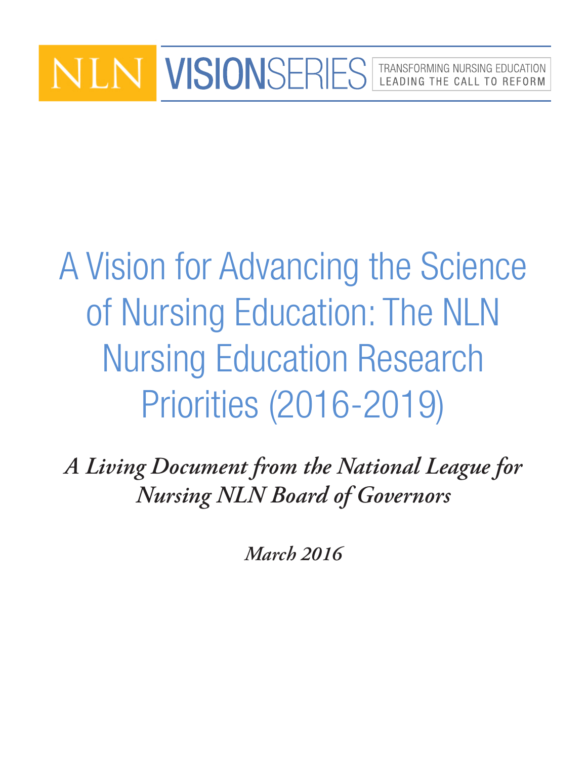NLN **VISION**SERIES

TRANSFORMING NURSING EDUCATION
LEADING THE CALL TO REFORM

# A Vision for Advancing the Science of Nursing Education: The NLN Nursing Education Research Priorities (2016-2019)

***A Living Document from the National League for Nursing NLN Board of Governors***

***March 2016***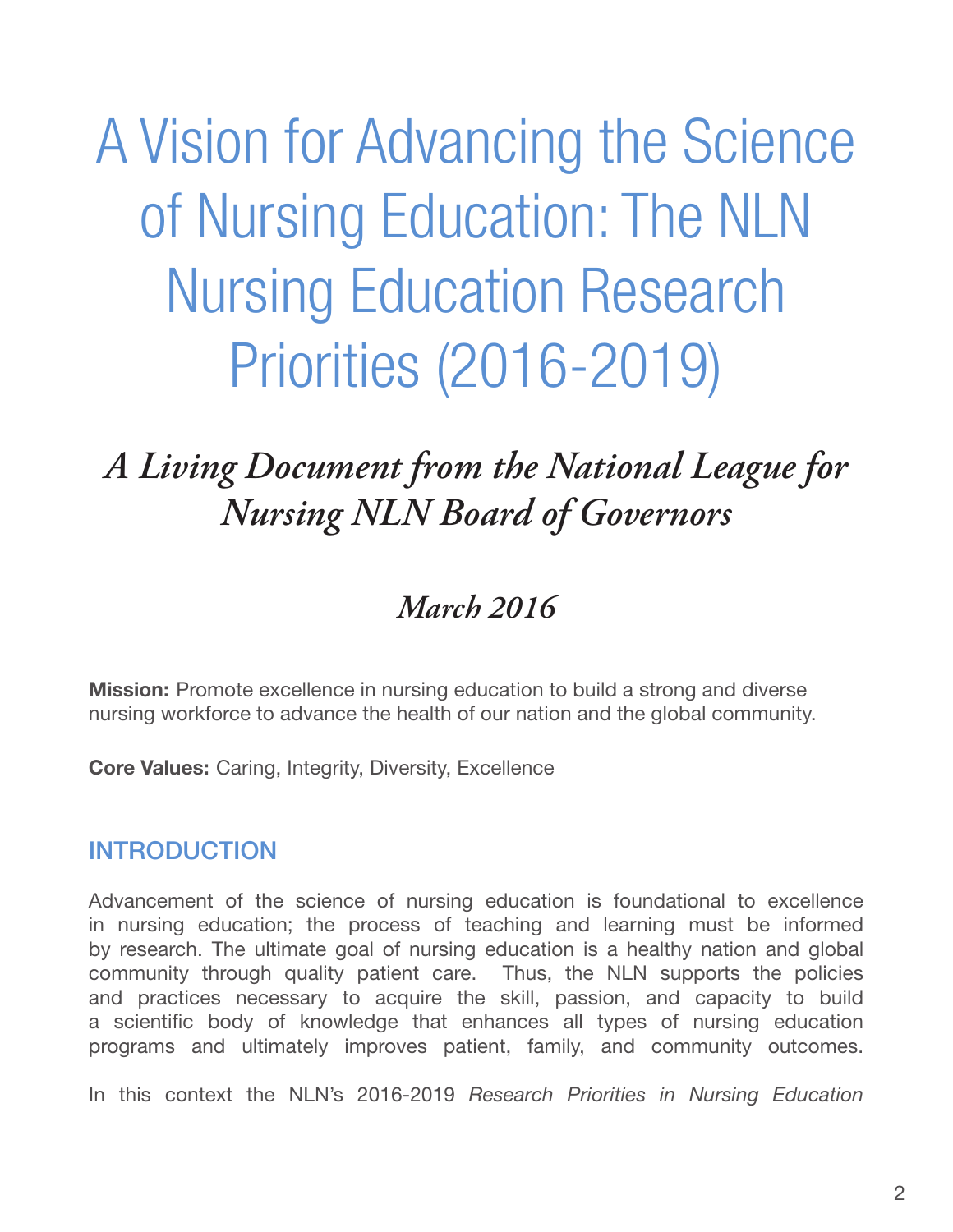# A Vision for Advancing the Science of Nursing Education: The NLN Nursing Education Research Priorities (2016-2019)

## *A Living Document from the National League for Nursing NLN Board of Governors*

### *March 2016*

**Mission:** Promote excellence in nursing education to build a strong and diverse nursing workforce to advance the health of our nation and the global community.

**Core Values:** Caring, Integrity, Diversity, Excellence

## INTRODUCTION

Advancement of the science of nursing education is foundational to excellence in nursing education; the process of teaching and learning must be informed by research. The ultimate goal of nursing education is a healthy nation and global community through quality patient care. Thus, the NLN supports the policies and practices necessary to acquire the skill, passion, and capacity to build a scientific body of knowledge that enhances all types of nursing education programs and ultimately improves patient, family, and community outcomes.

In this context the NLN's 2016-2019 *Research Priorities in Nursing Education*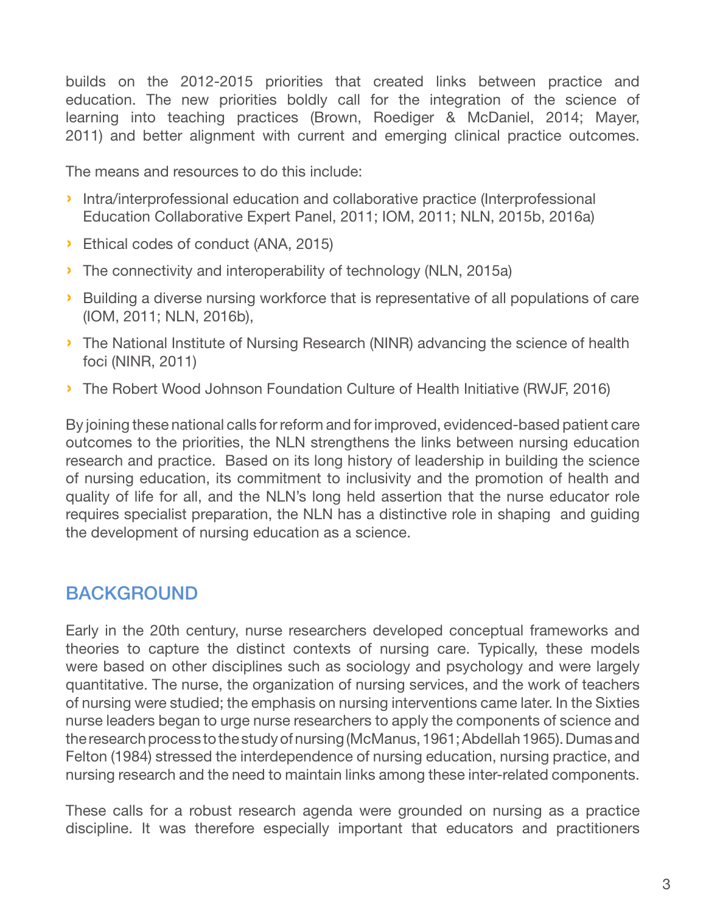builds on the 2012-2015 priorities that created links between practice and education. The new priorities boldly call for the integration of the science of learning into teaching practices (Brown, Roediger & McDaniel, 2014; Mayer, 2011) and better alignment with current and emerging clinical practice outcomes.

The means and resources to do this include:

- Intra/interprofessional education and collaborative practice (Interprofessional Education Collaborative Expert Panel, 2011; IOM, 2011; NLN, 2015b, 2016a)
- Ethical codes of conduct (ANA, 2015)
- The connectivity and interoperability of technology (NLN, 2015a)
- Building a diverse nursing workforce that is representative of all populations of care (IOM, 2011; NLN, 2016b),
- The National Institute of Nursing Research (NINR) advancing the science of health foci (NINR, 2011)
- The Robert Wood Johnson Foundation Culture of Health Initiative (RWJF, 2016)

By joining these national calls for reform and for improved, evidenced-based patient care outcomes to the priorities, the NLN strengthens the links between nursing education research and practice. Based on its long history of leadership in building the science of nursing education, its commitment to inclusivity and the promotion of health and quality of life for all, and the NLN's long held assertion that the nurse educator role requires specialist preparation, the NLN has a distinctive role in shaping and guiding the development of nursing education as a science.

## BACKGROUND

Early in the 20th century, nurse researchers developed conceptual frameworks and theories to capture the distinct contexts of nursing care. Typically, these models were based on other disciplines such as sociology and psychology and were largely quantitative. The nurse, the organization of nursing services, and the work of teachers of nursing were studied; the emphasis on nursing interventions came later. In the Sixties nurse leaders began to urge nurse researchers to apply the components of science and the research process to the study of nursing (McManus, 1961; Abdellah 1965). Dumas and Felton (1984) stressed the interdependence of nursing education, nursing practice, and nursing research and the need to maintain links among these inter-related components.

These calls for a robust research agenda were grounded on nursing as a practice discipline. It was therefore especially important that educators and practitioners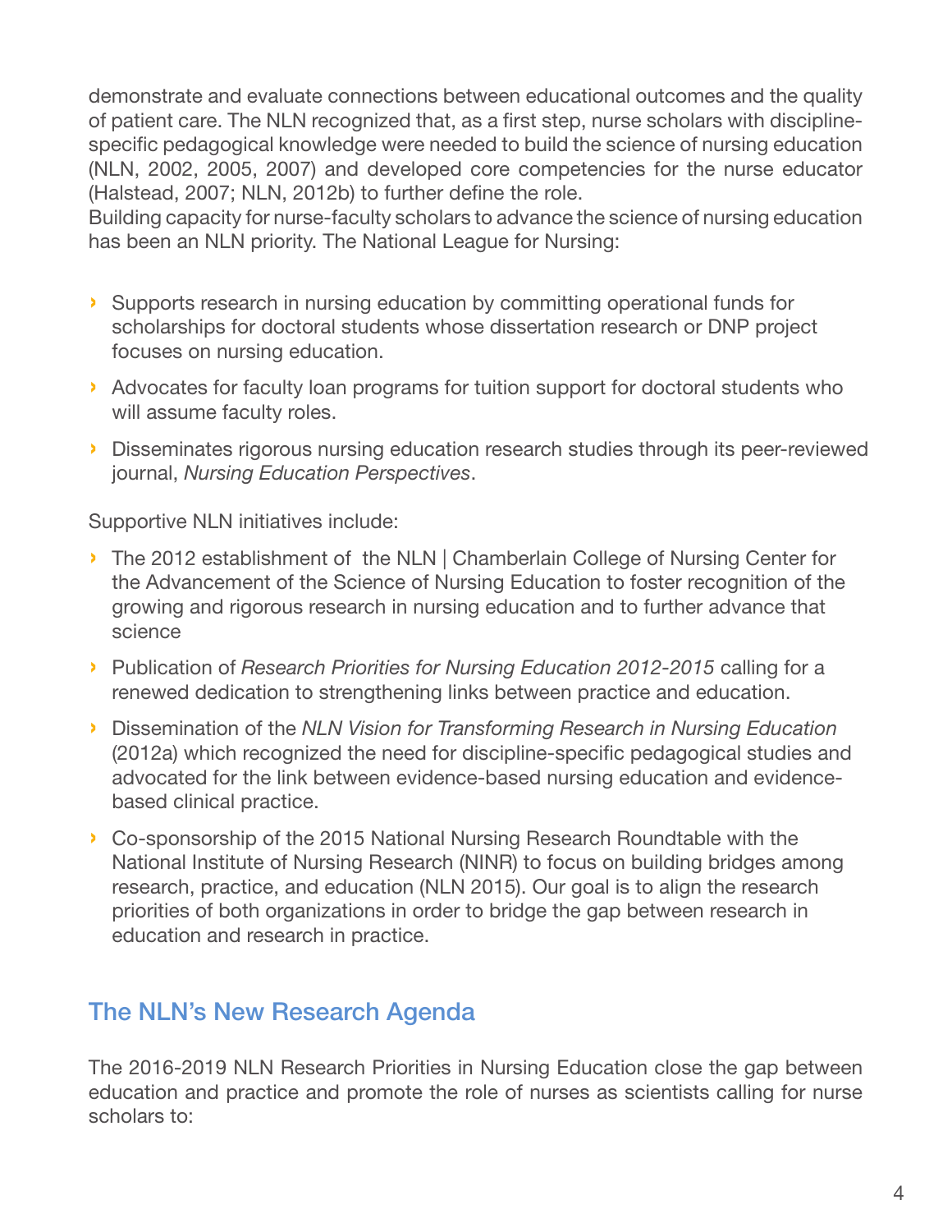demonstrate and evaluate connections between educational outcomes and the quality of patient care. The NLN recognized that, as a first step, nurse scholars with discipline-specific pedagogical knowledge were needed to build the science of nursing education (NLN, 2002, 2005, 2007) and developed core competencies for the nurse educator (Halstead, 2007; NLN, 2012b) to further define the role.

Building capacity for nurse-faculty scholars to advance the science of nursing education has been an NLN priority. The National League for Nursing:

- Supports research in nursing education by committing operational funds for scholarships for doctoral students whose dissertation research or DNP project focuses on nursing education.
- Advocates for faculty loan programs for tuition support for doctoral students who will assume faculty roles.
- Disseminates rigorous nursing education research studies through its peer-reviewed journal, *Nursing Education Perspectives*.

Supportive NLN initiatives include:

- The 2012 establishment of the NLN | Chamberlain College of Nursing Center for the Advancement of the Science of Nursing Education to foster recognition of the growing and rigorous research in nursing education and to further advance that science
- Publication of *Research Priorities for Nursing Education 2012-2015* calling for a renewed dedication to strengthening links between practice and education.
- Dissemination of the *NLN Vision for Transforming Research in Nursing Education* (2012a) which recognized the need for discipline-specific pedagogical studies and advocated for the link between evidence-based nursing education and evidence-based clinical practice.
- Co-sponsorship of the 2015 National Nursing Research Roundtable with the National Institute of Nursing Research (NINR) to focus on building bridges among research, practice, and education (NLN 2015). Our goal is to align the research priorities of both organizations in order to bridge the gap between research in education and research in practice.

## The NLN's New Research Agenda

The 2016-2019 NLN Research Priorities in Nursing Education close the gap between education and practice and promote the role of nurses as scientists calling for nurse scholars to: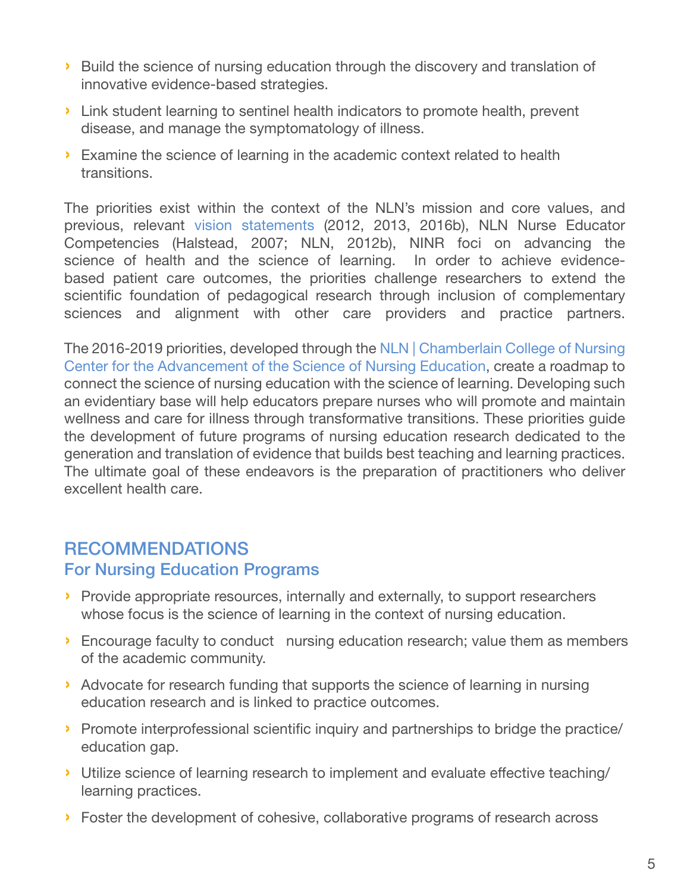- Build the science of nursing education through the discovery and translation of innovative evidence-based strategies.
- Link student learning to sentinel health indicators to promote health, prevent disease, and manage the symptomatology of illness.
- Examine the science of learning in the academic context related to health transitions.

The priorities exist within the context of the NLN's mission and core values, and previous, relevant vision statements (2012, 2013, 2016b), NLN Nurse Educator Competencies (Halstead, 2007; NLN, 2012b), NINR foci on advancing the science of health and the science of learning. In order to achieve evidence-based patient care outcomes, the priorities challenge researchers to extend the scientific foundation of pedagogical research through inclusion of complementary sciences and alignment with other care providers and practice partners.

The 2016-2019 priorities, developed through the NLN | Chamberlain College of Nursing Center for the Advancement of the Science of Nursing Education, create a roadmap to connect the science of nursing education with the science of learning. Developing such an evidentiary base will help educators prepare nurses who will promote and maintain wellness and care for illness through transformative transitions. These priorities guide the development of future programs of nursing education research dedicated to the generation and translation of evidence that builds best teaching and learning practices. The ultimate goal of these endeavors is the preparation of practitioners who deliver excellent health care.

## RECOMMENDATIONS

### For Nursing Education Programs

- Provide appropriate resources, internally and externally, to support researchers whose focus is the science of learning in the context of nursing education.
- Encourage faculty to conduct nursing education research; value them as members of the academic community.
- Advocate for research funding that supports the science of learning in nursing education research and is linked to practice outcomes.
- Promote interprofessional scientific inquiry and partnerships to bridge the practice/education gap.
- Utilize science of learning research to implement and evaluate effective teaching/learning practices.
- Foster the development of cohesive, collaborative programs of research across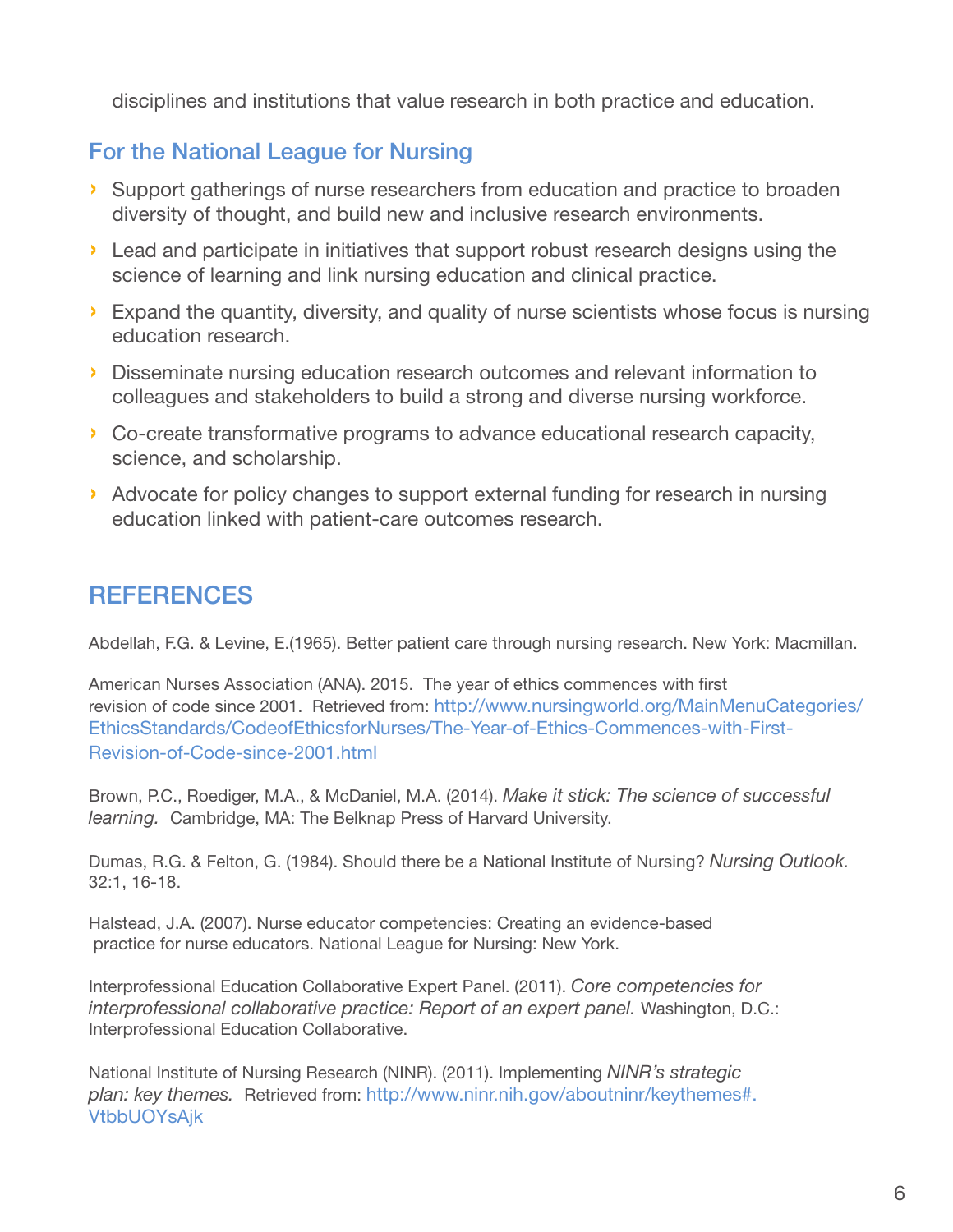disciplines and institutions that value research in both practice and education.

## For the National League for Nursing

- Support gatherings of nurse researchers from education and practice to broaden diversity of thought, and build new and inclusive research environments.
- Lead and participate in initiatives that support robust research designs using the science of learning and link nursing education and clinical practice.
- Expand the quantity, diversity, and quality of nurse scientists whose focus is nursing education research.
- Disseminate nursing education research outcomes and relevant information to colleagues and stakeholders to build a strong and diverse nursing workforce.
- Co-create transformative programs to advance educational research capacity, science, and scholarship.
- Advocate for policy changes to support external funding for research in nursing education linked with patient-care outcomes research.

# REFERENCES

Abdellah, F.G. & Levine, E.(1965). Better patient care through nursing research. New York: Macmillan.

American Nurses Association (ANA). 2015. The year of ethics commences with first revision of code since 2001. Retrieved from: http://www.nursingworld.org/MainMenuCategories/EthicsStandards/CodeofEthicsforNurses/The-Year-of-Ethics-Commences-with-First-Revision-of-Code-since-2001.html

Brown, P.C., Roediger, M.A., & McDaniel, M.A. (2014). *Make it stick: The science of successful learning.* Cambridge, MA: The Belknap Press of Harvard University.

Dumas, R.G. & Felton, G. (1984). Should there be a National Institute of Nursing? *Nursing Outlook.* 32:1, 16-18.

Halstead, J.A. (2007). Nurse educator competencies: Creating an evidence-based practice for nurse educators. National League for Nursing: New York.

Interprofessional Education Collaborative Expert Panel. (2011). *Core competencies for interprofessional collaborative practice: Report of an expert panel.* Washington, D.C.: Interprofessional Education Collaborative.

National Institute of Nursing Research (NINR). (2011). Implementing *NINR's strategic plan: key themes.* Retrieved from: http://www.ninr.nih.gov/aboutninr/keythemes#.VtbbUOYsAjk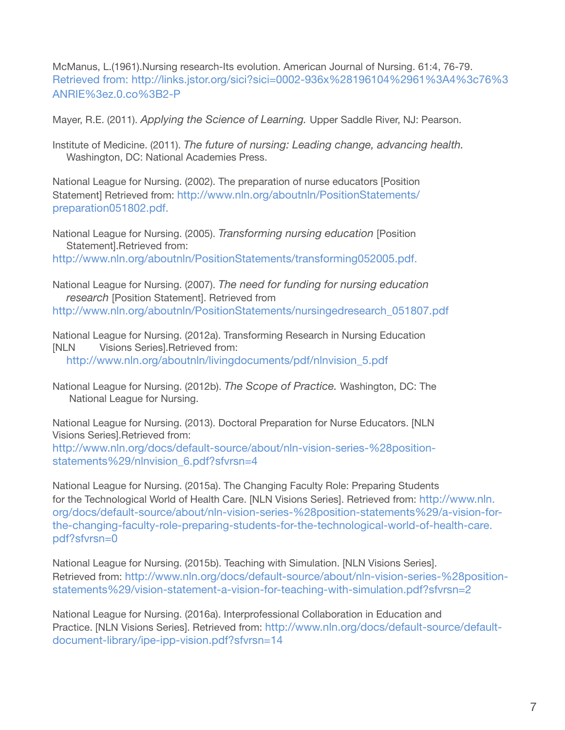McManus, L.(1961).Nursing research-Its evolution. American Journal of Nursing. 61:4, 76-79. Retrieved from: http://links.jstor.org/sici?sici=0002-936x%28196104%2961%3A4%3c76%3ANRIE%3ez.0.co%3B2-P

Mayer, R.E. (2011). *Applying the Science of Learning.* Upper Saddle River, NJ: Pearson.

Institute of Medicine. (2011). *The future of nursing: Leading change, advancing health.* Washington, DC: National Academies Press.

National League for Nursing. (2002). The preparation of nurse educators [Position Statement] Retrieved from: http://www.nln.org/aboutnln/PositionStatements/preparation051802.pdf.

National League for Nursing. (2005). *Transforming nursing education* [Position Statement].Retrieved from: http://www.nln.org/aboutnln/PositionStatements/transforming052005.pdf.

National League for Nursing. (2007). *The need for funding for nursing education research* [Position Statement]. Retrieved from http://www.nln.org/aboutnln/PositionStatements/nursingedresearch_051807.pdf

National League for Nursing. (2012a). Transforming Research in Nursing Education [NLN Visions Series].Retrieved from: http://www.nln.org/aboutnln/livingdocuments/pdf/nlnvision_5.pdf

National League for Nursing. (2012b). *The Scope of Practice.* Washington, DC: The National League for Nursing.

National League for Nursing. (2013). Doctoral Preparation for Nurse Educators. [NLN Visions Series].Retrieved from: http://www.nln.org/docs/default-source/about/nln-vision-series-%28position-statements%29/nlnvision_6.pdf?sfvrsn=4

National League for Nursing. (2015a). The Changing Faculty Role: Preparing Students for the Technological World of Health Care. [NLN Visions Series]. Retrieved from: http://www.nln.org/docs/default-source/about/nln-vision-series-%28position-statements%29/a-vision-for-the-changing-faculty-role-preparing-students-for-the-technological-world-of-health-care.pdf?sfvrsn=0

National League for Nursing. (2015b). Teaching with Simulation. [NLN Visions Series]. Retrieved from: http://www.nln.org/docs/default-source/about/nln-vision-series-%28position-statements%29/vision-statement-a-vision-for-teaching-with-simulation.pdf?sfvrsn=2

National League for Nursing. (2016a). Interprofessional Collaboration in Education and Practice. [NLN Visions Series]. Retrieved from: http://www.nln.org/docs/default-source/default-document-library/ipe-ipp-vision.pdf?sfvrsn=14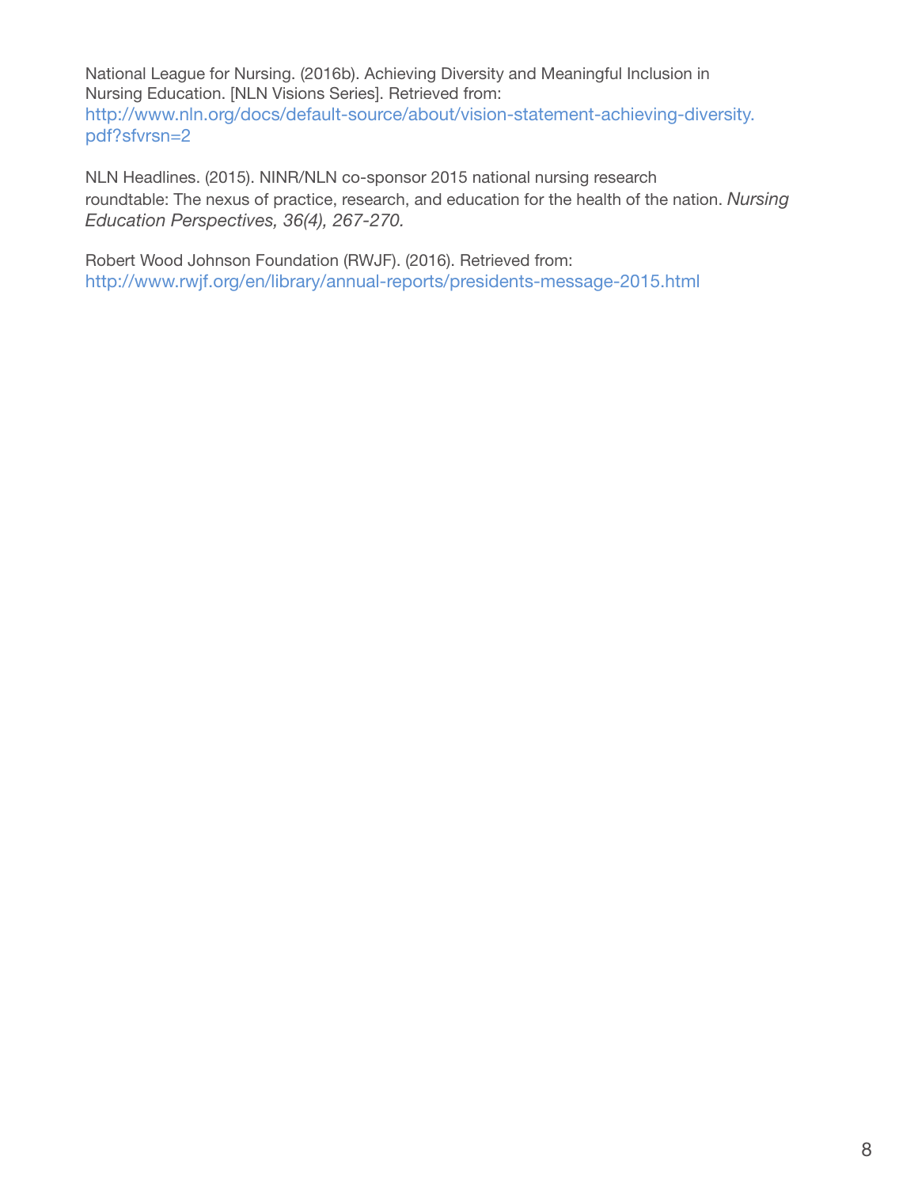National League for Nursing. (2016b). Achieving Diversity and Meaningful Inclusion in Nursing Education. [NLN Visions Series]. Retrieved from: http://www.nln.org/docs/default-source/about/vision-statement-achieving-diversity.pdf?sfvrsn=2

NLN Headlines. (2015). NINR/NLN co-sponsor 2015 national nursing research roundtable: The nexus of practice, research, and education for the health of the nation. *Nursing Education Perspectives, 36(4), 267-270.*

Robert Wood Johnson Foundation (RWJF). (2016). Retrieved from: http://www.rwjf.org/en/library/annual-reports/presidents-message-2015.html